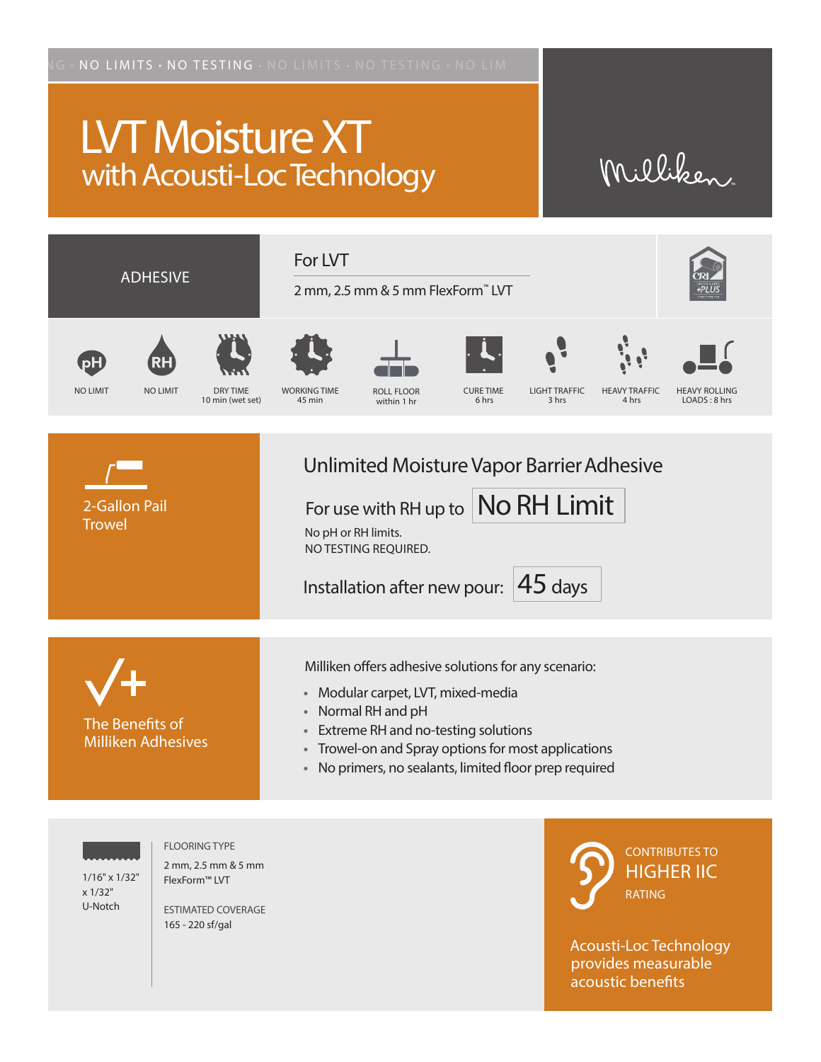NG · NO LIMITS · NO TESTING · NO LIMITS · NO TESTING · NO LIM

# LVT Moisture XT
## with Acousti-Loc Technology

Milliken

**ADHESIVE**

For LVT

2 mm, 2.5 mm & 5 mm FlexForm™ LVT

| pH | RH | DRY TIME | WORKING TIME | ROLL FLOOR | CURE TIME | LIGHT TRAFFIC | HEAVY TRAFFIC | HEAVY ROLLING LOADS |
|---|---|---|---|---|---|---|---|---|
| NO LIMIT | NO LIMIT | 10 min (wet set) | 45 min | within 1 hr | 6 hrs | 3 hrs | 4 hrs | 8 hrs |

2-Gallon Pail
Trowel

## Unlimited Moisture Vapor Barrier Adhesive

For use with RH up to **No RH Limit**

No pH or RH limits.
NO TESTING REQUIRED.

Installation after new pour: **45 days**

The Benefits of Milliken Adhesives

Milliken offers adhesive solutions for any scenario:

- Modular carpet, LVT, mixed-media
- Normal RH and pH
- Extreme RH and no-testing solutions
- Trowel-on and Spray options for most applications
- No primers, no sealants, limited floor prep required

1/16" x 1/32" x 1/32" U-Notch

FLOORING TYPE
2 mm, 2.5 mm & 5 mm FlexForm™ LVT

ESTIMATED COVERAGE
165 - 220 sf/gal

CONTRIBUTES TO
HIGHER IIC
RATING

Acousti-Loc Technology provides measurable acoustic benefits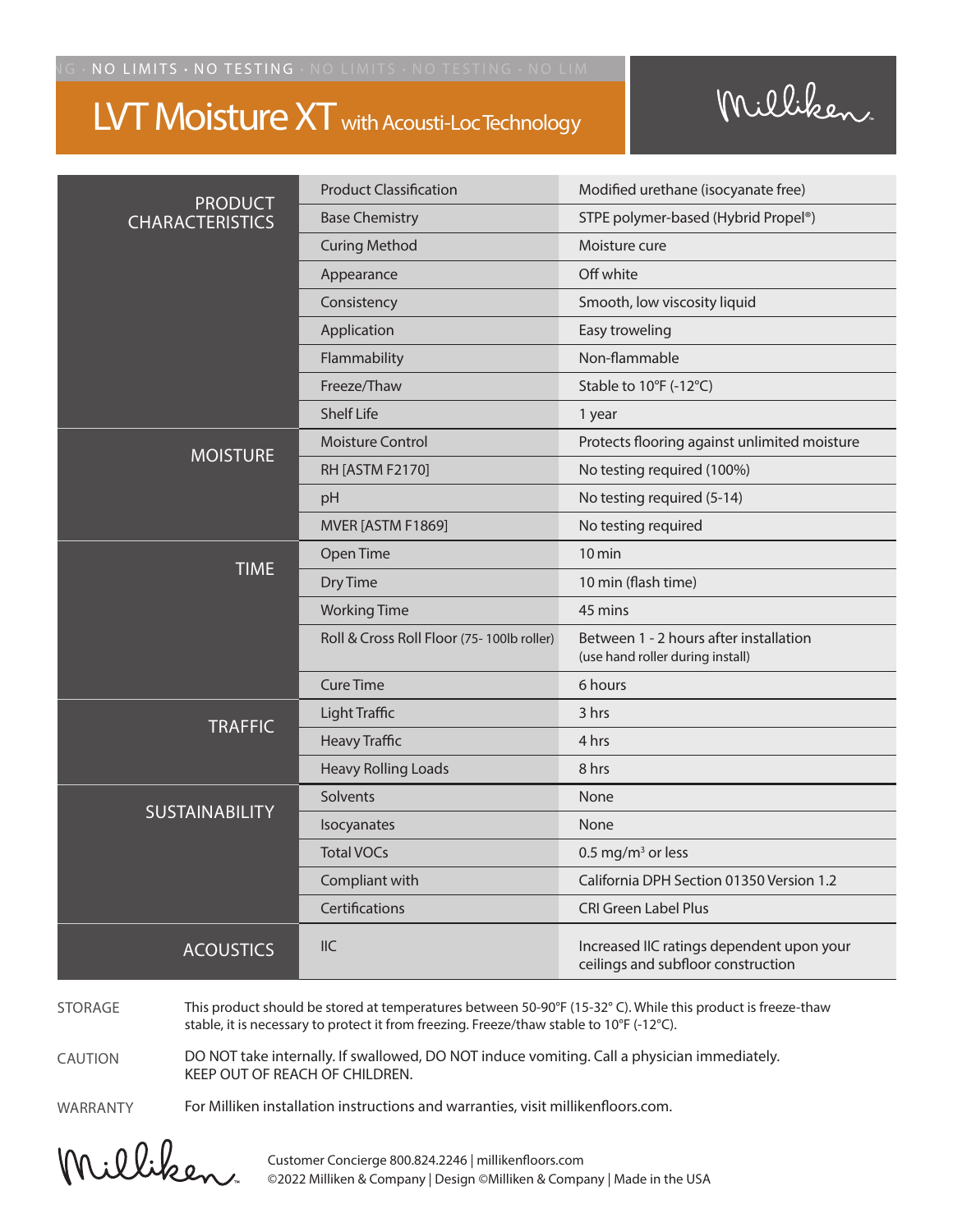NG · NO LIMITS · NO TESTING · NO LIMITS · NO TESTING · NO LIM

# LVT Moisture XT with Acousti-Loc Technology

Milliken

| | | |
|---|---|---|
| PRODUCT CHARACTERISTICS | Product Classification | Modified urethane (isocyanate free) |
| | Base Chemistry | STPE polymer-based (Hybrid Propel®) |
| | Curing Method | Moisture cure |
| | Appearance | Off white |
| | Consistency | Smooth, low viscosity liquid |
| | Application | Easy troweling |
| | Flammability | Non-flammable |
| | Freeze/Thaw | Stable to 10°F (-12°C) |
| | Shelf Life | 1 year |
| MOISTURE | Moisture Control | Protects flooring against unlimited moisture |
| | RH [ASTM F2170] | No testing required (100%) |
| | pH | No testing required (5-14) |
| | MVER [ASTM F1869] | No testing required |
| TIME | Open Time | 10 min |
| | Dry Time | 10 min (flash time) |
| | Working Time | 45 mins |
| | Roll & Cross Roll Floor (75- 100lb roller) | Between 1 - 2 hours after installation (use hand roller during install) |
| | Cure Time | 6 hours |
| TRAFFIC | Light Traffic | 3 hrs |
| | Heavy Traffic | 4 hrs |
| | Heavy Rolling Loads | 8 hrs |
| SUSTAINABILITY | Solvents | None |
| | Isocyanates | None |
| | Total VOCs | 0.5 mg/m³ or less |
| | Compliant with | California DPH Section 01350 Version 1.2 |
| | Certifications | CRI Green Label Plus |
| ACOUSTICS | IIC | Increased IIC ratings dependent upon your ceilings and subfloor construction |

**STORAGE** This product should be stored at temperatures between 50-90°F (15-32° C). While this product is freeze-thaw stable, it is necessary to protect it from freezing. Freeze/thaw stable to 10°F (-12°C).

**CAUTION** DO NOT take internally. If swallowed, DO NOT induce vomiting. Call a physician immediately. KEEP OUT OF REACH OF CHILDREN.

**WARRANTY** For Milliken installation instructions and warranties, visit millikenfloors.com.

Milliken

Customer Concierge 800.824.2246 | millikenfloors.com
©2022 Milliken & Company | Design ©Milliken & Company | Made in the USA